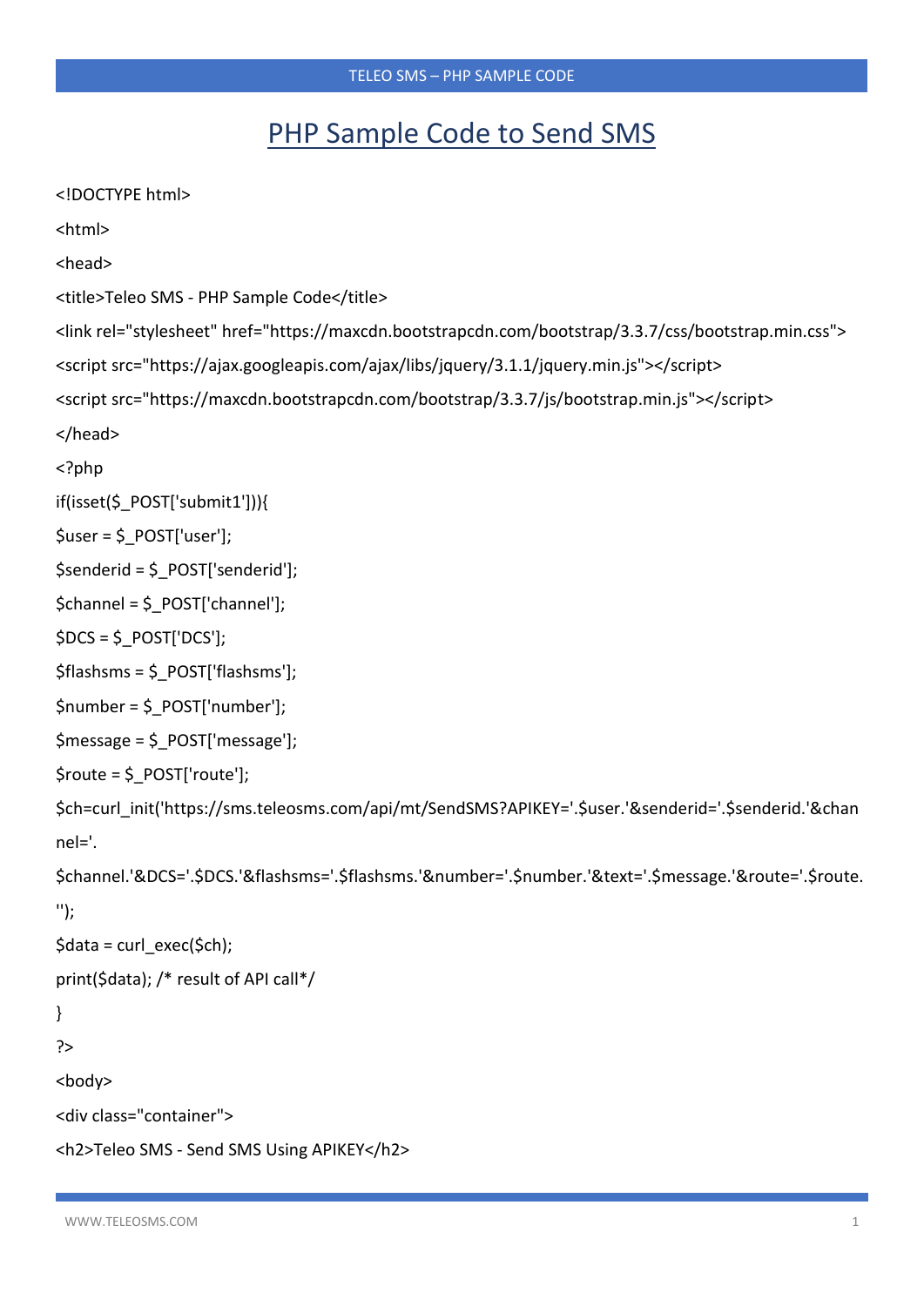# PHP Sample Code to Send SMS

```
<!DOCTYPE html>
<html>
<head>
<title>Teleo SMS - PHP Sample Code</title>
<link rel="stylesheet" href="https://maxcdn.bootstrapcdn.com/bootstrap/3.3.7/css/bootstrap.min.css">
<script src="https://ajax.googleapis.com/ajax/libs/jquery/3.1.1/jquery.min.js"></script>
<script src="https://maxcdn.bootstrapcdn.com/bootstrap/3.3.7/js/bootstrap.min.js"></script>
</head>
<?php
if(isset($_POST['submit1'])){
$user = $_POST['user'];
$senderid = $_POST['senderid'];
$channel = $_POST['channel'];
$DCS = $_POST['DCS'];
$flashsms = $_POST['flashsms'];
$number = $_POST['number'];
$message = $_POST['message'];
$route = $_POST['route'];
$ch=curl_init('https://sms.teleosms.com/api/mt/SendSMS?APIKEY='.$user.'&senderid='.$senderid.'&channel='.
$channel.'&DCS='.$DCS.'&flashsms='.$flashsms.'&number='.$number.'&text='.$message.'&route='.$route.
'');
$data = curl_exec($ch);
print($data); /* result of API call*/
}
?>
<body>
<div class="container">
<h2>Teleo SMS - Send SMS Using APIKEY</h2>
```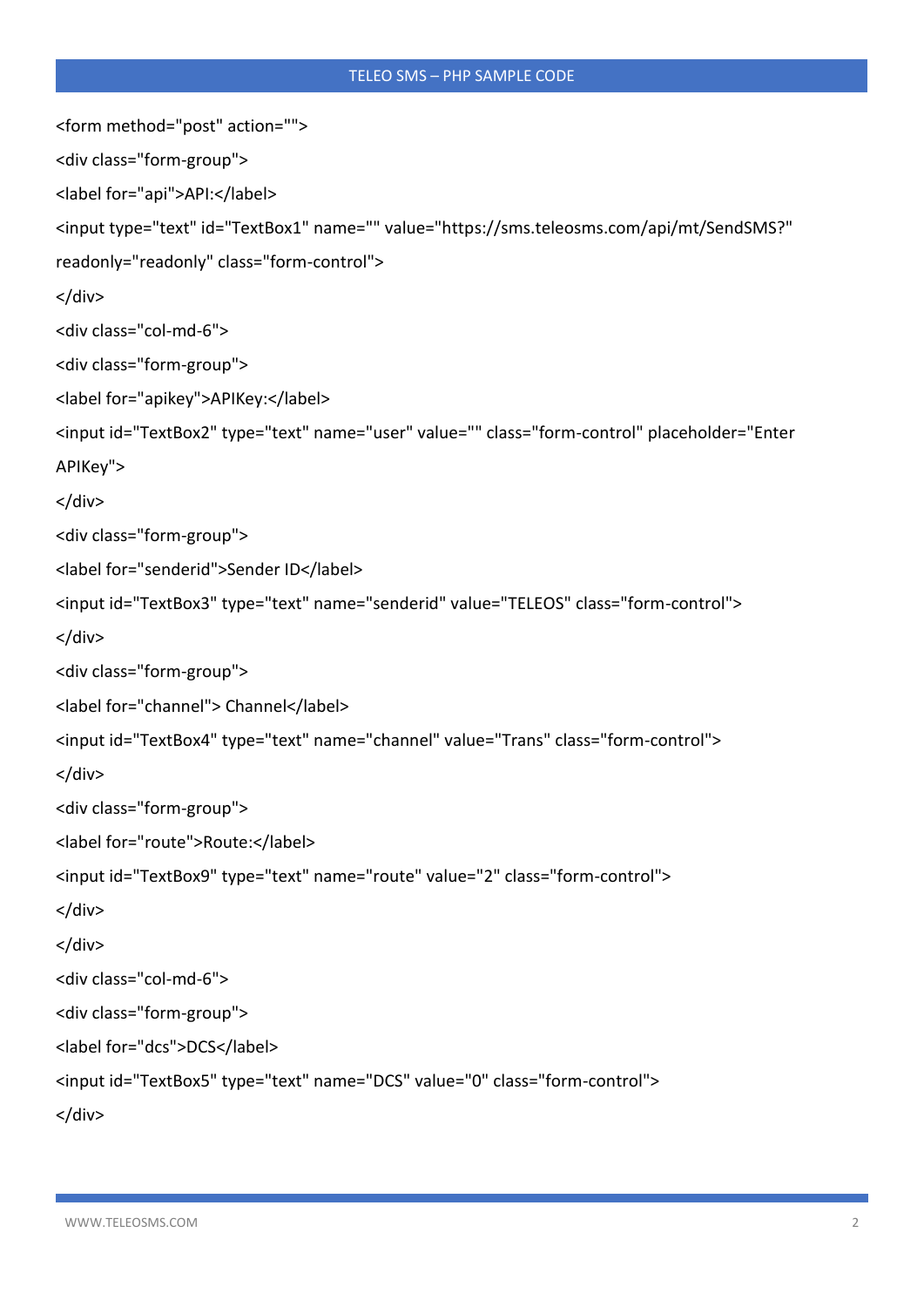```
<form method="post" action="">
<div class="form-group">
<label for="api">API:</label>
<input type="text" id="TextBox1" name="" value="https://sms.teleosms.com/api/mt/SendSMS?"
readonly="readonly" class="form-control">
</div>
<div class="col-md-6">
<div class="form-group">
<label for="apikey">APIKey:</label>
<input id="TextBox2" type="text" name="user" value="" class="form-control" placeholder="Enter
APIKey">
</div>
<div class="form-group">
<label for="senderid">Sender ID</label>
<input id="TextBox3" type="text" name="senderid" value="TELEOS" class="form-control">
</div>
<div class="form-group">
<label for="channel"> Channel</label>
<input id="TextBox4" type="text" name="channel" value="Trans" class="form-control">
</div>
<div class="form-group">
<label for="route">Route:</label>
<input id="TextBox9" type="text" name="route" value="2" class="form-control">
</div>
</div>
<div class="col-md-6">
<div class="form-group">
<label for="dcs">DCS</label>
<input id="TextBox5" type="text" name="DCS" value="0" class="form-control">
</div>
```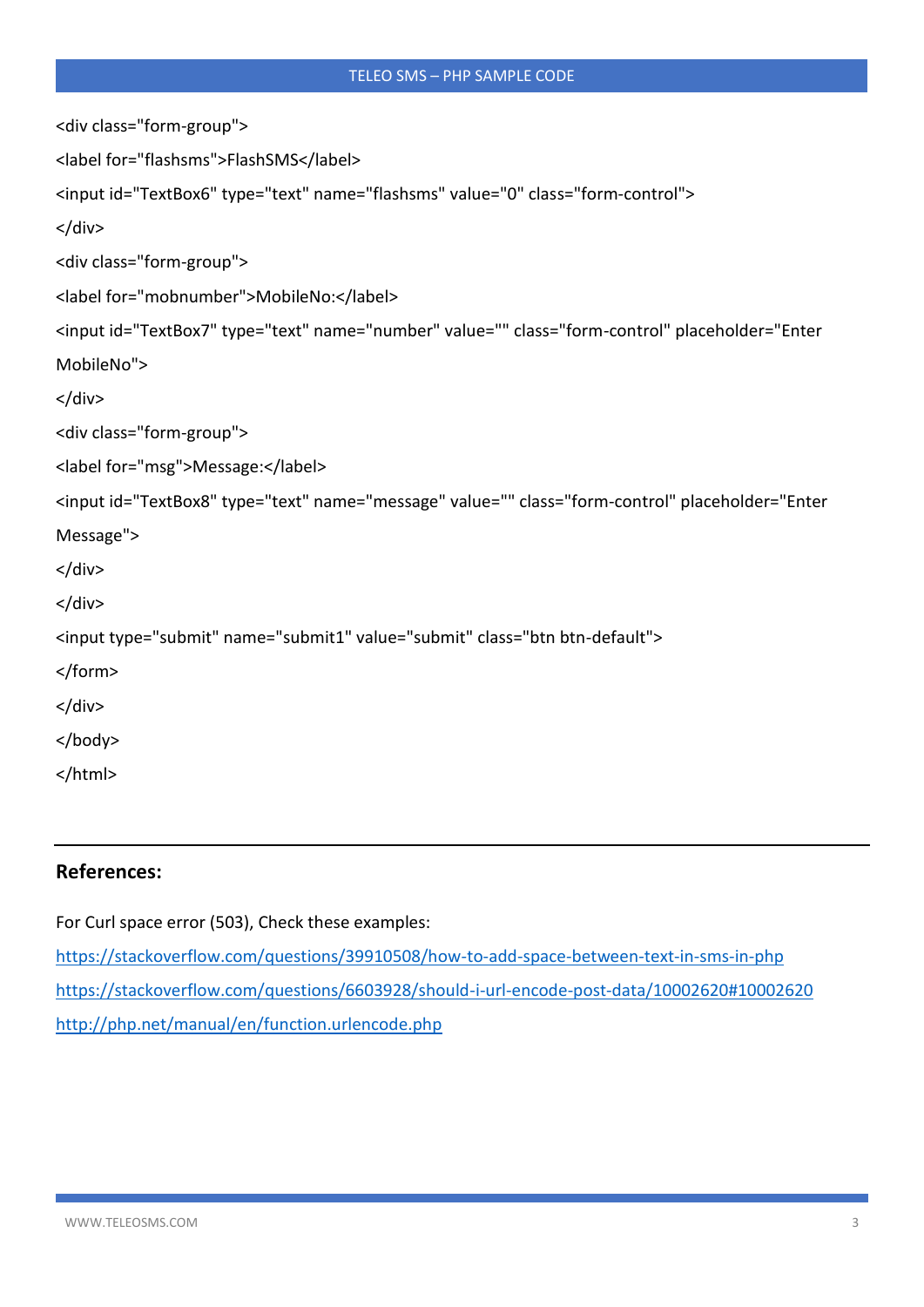```html
<div class="form-group">
<label for="flashsms">FlashSMS</label>
<input id="TextBox6" type="text" name="flashsms" value="0" class="form-control">
</div>
<div class="form-group">
<label for="mobnumber">MobileNo:</label>
<input id="TextBox7" type="text" name="number" value="" class="form-control" placeholder="Enter MobileNo">
</div>
<div class="form-group">
<label for="msg">Message:</label>
<input id="TextBox8" type="text" name="message" value="" class="form-control" placeholder="Enter Message">
</div>
</div>
<input type="submit" name="submit1" value="submit" class="btn btn-default">
</form>
</div>
</body>
</html>
```

---

## References:

For Curl space error (503), Check these examples:

https://stackoverflow.com/questions/39910508/how-to-add-space-between-text-in-sms-in-php

https://stackoverflow.com/questions/6603928/should-i-url-encode-post-data/10002620#10002620

http://php.net/manual/en/function.urlencode.php